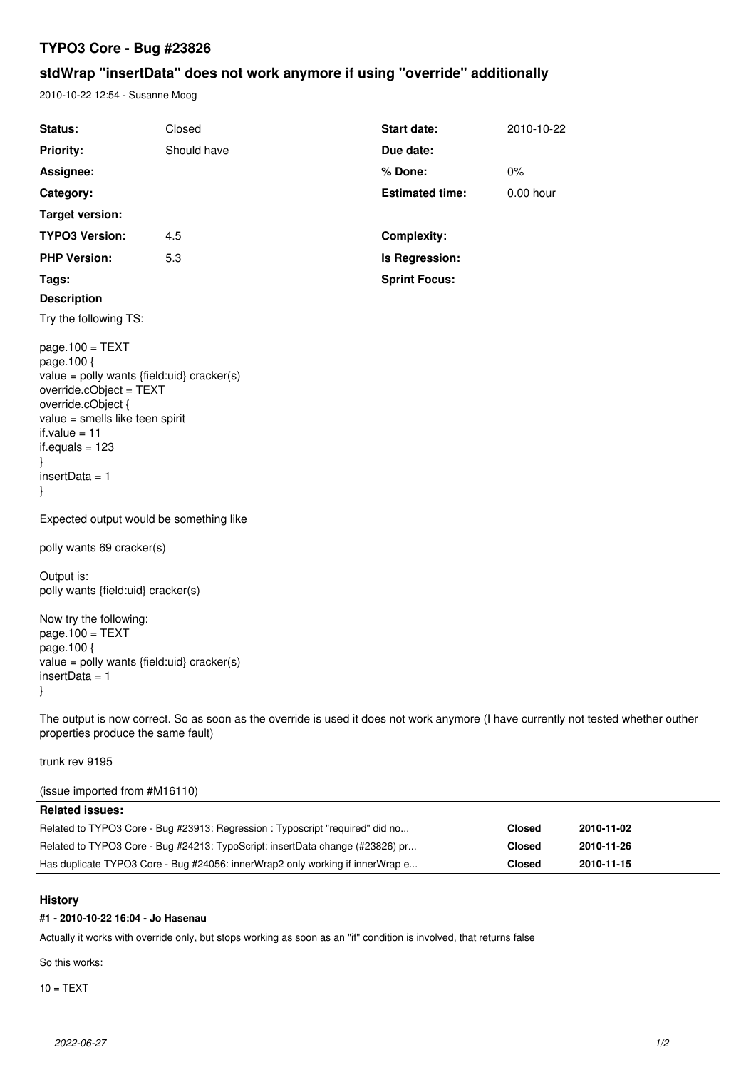# TYPO3 Core - Bug #23826

## stdWrap "insertData" does not work anymore if using "override" additionally

2010-10-22 12:54 - Susanne Moog

| Status: | Closed | Start date: | 2010-10-22 |
|---|---|---|---|
| Priority: | Should have | Due date: | |
| Assignee: | | % Done: | 0% |
| Category: | | Estimated time: | 0.00 hour |
| Target version: | | | |
| TYPO3 Version: | 4.5 | Complexity: | |
| PHP Version: | 5.3 | Is Regression: | |
| Tags: | | Sprint Focus: | |

**Description**

Try the following TS:

```
page.100 = TEXT
page.100 {
value = polly wants {field:uid} cracker(s)
override.cObject = TEXT
override.cObject {
value = smells like teen spirit
if.value = 11
if.equals = 123
}
insertData = 1
}
```

Expected output would be something like

polly wants 69 cracker(s)

Output is:
polly wants {field:uid} cracker(s)

Now try the following:

```
page.100 = TEXT
page.100 {
value = polly wants {field:uid} cracker(s)
insertData = 1
}
```

The output is now correct. So as soon as the override is used it does not work anymore (I have currently not tested whether outher properties produce the same fault)

trunk rev 9195

(issue imported from #M16110)

**Related issues:**

| | | |
|---|---|---|
| Related to TYPO3 Core - Bug #23913: Regression : Typoscript "required" did no... | Closed | 2010-11-02 |
| Related to TYPO3 Core - Bug #24213: TypoScript: insertData change (#23826) pr... | Closed | 2010-11-26 |
| Has duplicate TYPO3 Core - Bug #24056: innerWrap2 only working if innerWrap e... | Closed | 2010-11-15 |

## History

### #1 - 2010-10-22 16:04 - Jo Hasenau

Actually it works with override only, but stops working as soon as an "if" condition is involved, that returns false

So this works:

```
10 = TEXT
```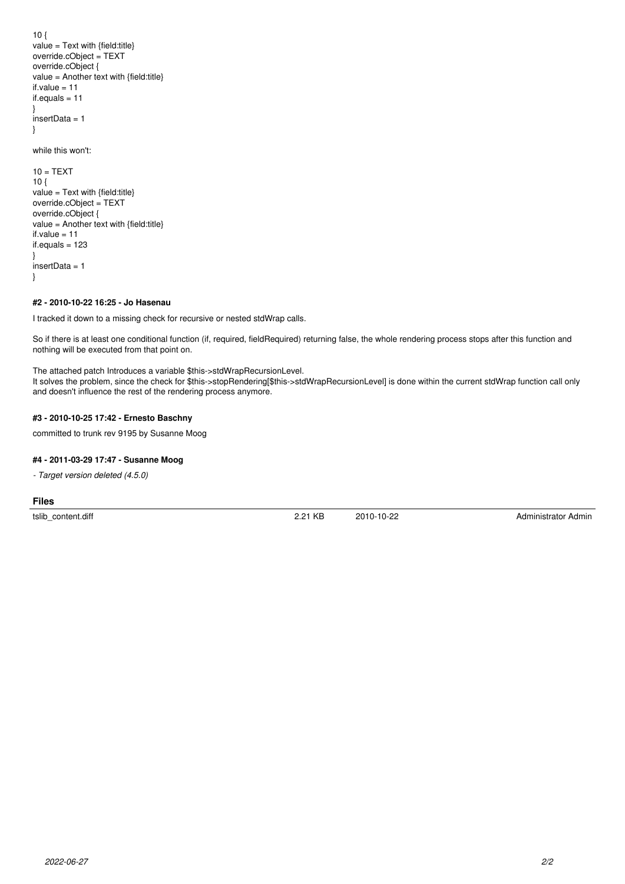```
10 {
value = Text with {field:title}
override.cObject = TEXT
override.cObject {
value = Another text with {field:title}
if.value = 11
if.equals = 11
}
insertData = 1
}
```

while this won't:

```
10 = TEXT
10 {
value = Text with {field:title}
override.cObject = TEXT
override.cObject {
value = Another text with {field:title}
if.value = 11
if.equals = 123
}
insertData = 1
}
```

#### #2 - 2010-10-22 16:25 - Jo Hasenau

I tracked it down to a missing check for recursive or nested stdWrap calls.

So if there is at least one conditional function (if, required, fieldRequired) returning false, the whole rendering process stops after this function and nothing will be executed from that point on.

The attached patch Introduces a variable $this->stdWrapRecursionLevel.
It solves the problem, since the check for $this->stopRendering[$this->stdWrapRecursionLevel] is done within the current stdWrap function call only and doesn't influence the rest of the rendering process anymore.

#### #3 - 2010-10-25 17:42 - Ernesto Baschny

committed to trunk rev 9195 by Susanne Moog

#### #4 - 2011-03-29 17:47 - Susanne Moog

*- Target version deleted (4.5.0)*

### Files

| | | | |
|---|---|---|---|
| tslib_content.diff | 2.21 KB | 2010-10-22 | Administrator Admin |